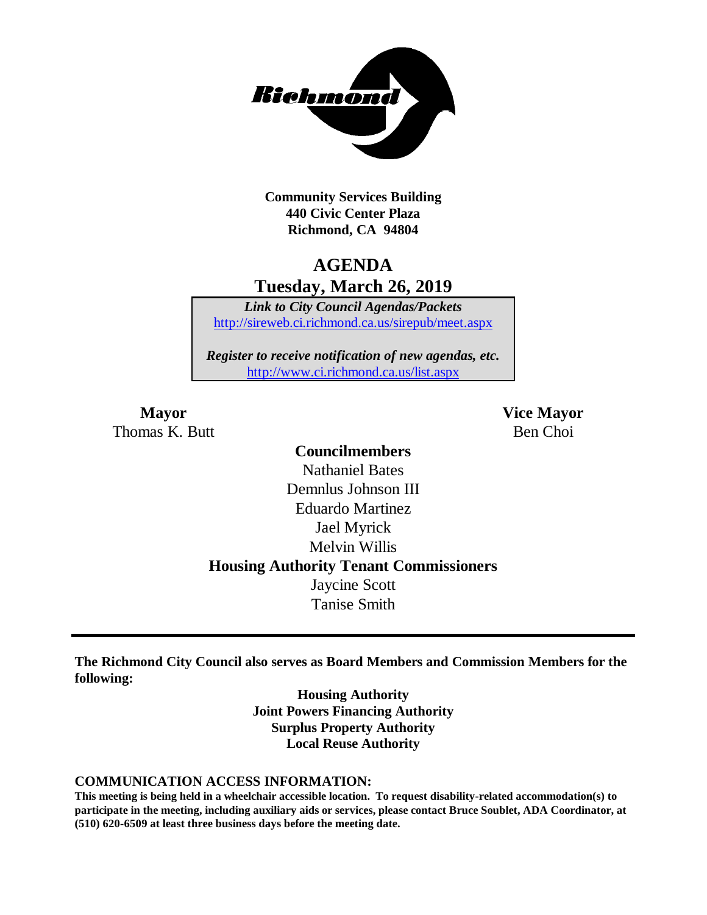**Community Services Building**
**440 Civic Center Plaza**
**Richmond, CA 94804**

# AGENDA
## Tuesday, March 26, 2019

***Link to City Council Agendas/Packets***
http://sireweb.ci.richmond.ca.us/sirepub/meet.aspx

***Register to receive notification of new agendas, etc.***
http://www.ci.richmond.ca.us/list.aspx

**Mayor**
Thomas K. Butt

**Vice Mayor**
Ben Choi

**Councilmembers**
Nathaniel Bates
Demnlus Johnson III
Eduardo Martinez
Jael Myrick
Melvin Willis

**Housing Authority Tenant Commissioners**
Jaycine Scott
Tanise Smith

---

**The Richmond City Council also serves as Board Members and Commission Members for the following:**

**Housing Authority**
**Joint Powers Financing Authority**
**Surplus Property Authority**
**Local Reuse Authority**

**COMMUNICATION ACCESS INFORMATION:**
**This meeting is being held in a wheelchair accessible location. To request disability-related accommodation(s) to participate in the meeting, including auxiliary aids or services, please contact Bruce Soublet, ADA Coordinator, at (510) 620-6509 at least three business days before the meeting date.**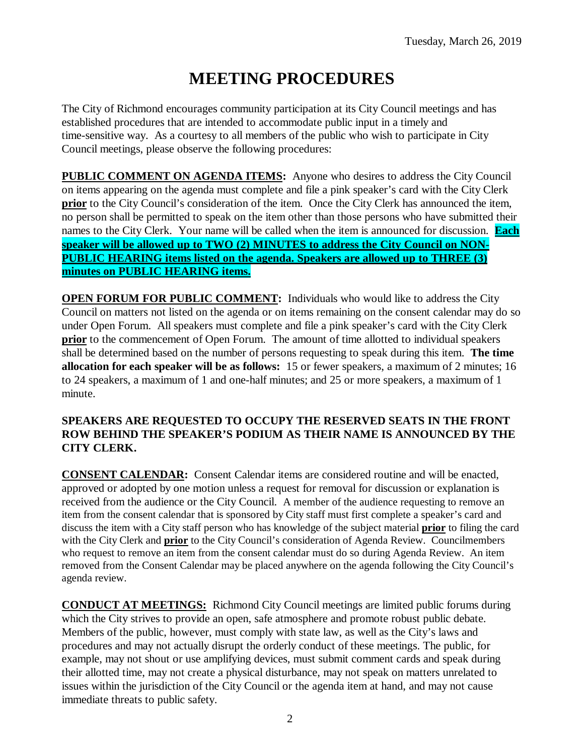Tuesday, March 26, 2019

# MEETING PROCEDURES

The City of Richmond encourages community participation at its City Council meetings and has established procedures that are intended to accommodate public input in a timely and time-sensitive way. As a courtesy to all members of the public who wish to participate in City Council meetings, please observe the following procedures:

**PUBLIC COMMENT ON AGENDA ITEMS:** Anyone who desires to address the City Council on items appearing on the agenda must complete and file a pink speaker's card with the City Clerk **prior** to the City Council's consideration of the item. Once the City Clerk has announced the item, no person shall be permitted to speak on the item other than those persons who have submitted their names to the City Clerk. Your name will be called when the item is announced for discussion. **Each speaker will be allowed up to TWO (2) MINUTES to address the City Council on NON-PUBLIC HEARING items listed on the agenda. Speakers are allowed up to THREE (3) minutes on PUBLIC HEARING items.**

**OPEN FORUM FOR PUBLIC COMMENT:** Individuals who would like to address the City Council on matters not listed on the agenda or on items remaining on the consent calendar may do so under Open Forum. All speakers must complete and file a pink speaker's card with the City Clerk **prior** to the commencement of Open Forum. The amount of time allotted to individual speakers shall be determined based on the number of persons requesting to speak during this item. **The time allocation for each speaker will be as follows:** 15 or fewer speakers, a maximum of 2 minutes; 16 to 24 speakers, a maximum of 1 and one-half minutes; and 25 or more speakers, a maximum of 1 minute.

**SPEAKERS ARE REQUESTED TO OCCUPY THE RESERVED SEATS IN THE FRONT ROW BEHIND THE SPEAKER'S PODIUM AS THEIR NAME IS ANNOUNCED BY THE CITY CLERK.**

**CONSENT CALENDAR:** Consent Calendar items are considered routine and will be enacted, approved or adopted by one motion unless a request for removal for discussion or explanation is received from the audience or the City Council. A member of the audience requesting to remove an item from the consent calendar that is sponsored by City staff must first complete a speaker's card and discuss the item with a City staff person who has knowledge of the subject material **prior** to filing the card with the City Clerk and **prior** to the City Council's consideration of Agenda Review. Councilmembers who request to remove an item from the consent calendar must do so during Agenda Review. An item removed from the Consent Calendar may be placed anywhere on the agenda following the City Council's agenda review.

**CONDUCT AT MEETINGS:** Richmond City Council meetings are limited public forums during which the City strives to provide an open, safe atmosphere and promote robust public debate. Members of the public, however, must comply with state law, as well as the City's laws and procedures and may not actually disrupt the orderly conduct of these meetings. The public, for example, may not shout or use amplifying devices, must submit comment cards and speak during their allotted time, may not create a physical disturbance, may not speak on matters unrelated to issues within the jurisdiction of the City Council or the agenda item at hand, and may not cause immediate threats to public safety.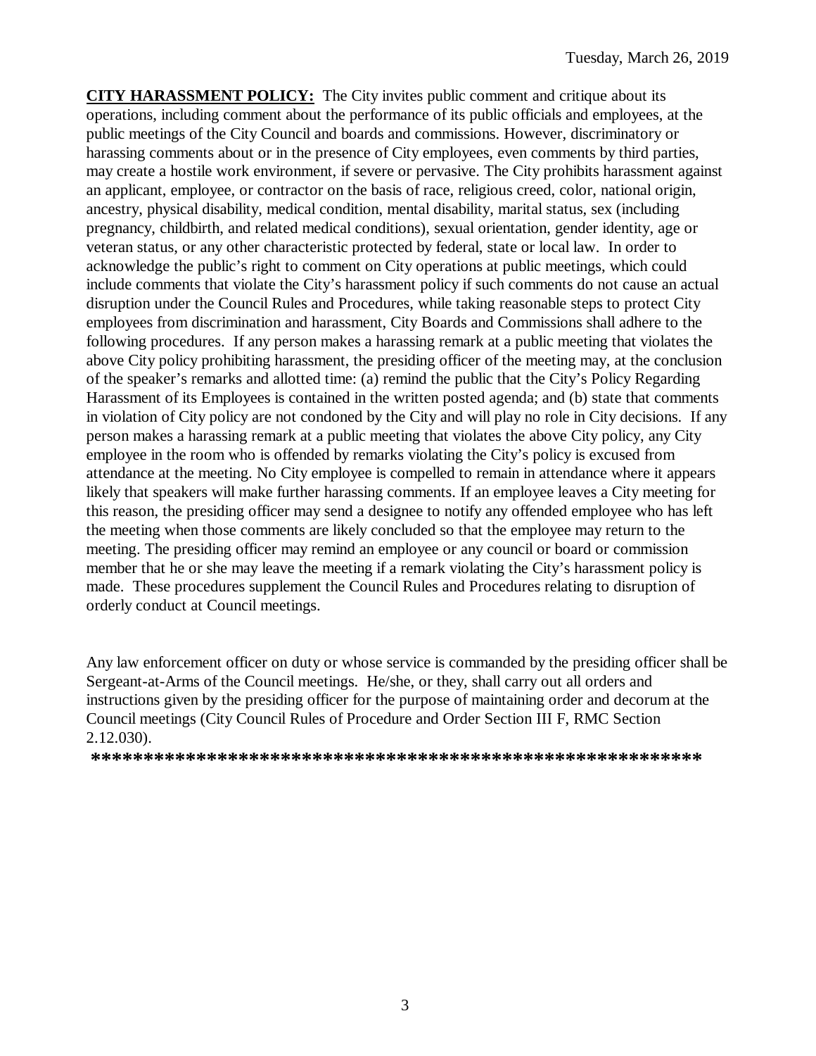**CITY HARASSMENT POLICY:** The City invites public comment and critique about its operations, including comment about the performance of its public officials and employees, at the public meetings of the City Council and boards and commissions. However, discriminatory or harassing comments about or in the presence of City employees, even comments by third parties, may create a hostile work environment, if severe or pervasive. The City prohibits harassment against an applicant, employee, or contractor on the basis of race, religious creed, color, national origin, ancestry, physical disability, medical condition, mental disability, marital status, sex (including pregnancy, childbirth, and related medical conditions), sexual orientation, gender identity, age or veteran status, or any other characteristic protected by federal, state or local law. In order to acknowledge the public's right to comment on City operations at public meetings, which could include comments that violate the City's harassment policy if such comments do not cause an actual disruption under the Council Rules and Procedures, while taking reasonable steps to protect City employees from discrimination and harassment, City Boards and Commissions shall adhere to the following procedures. If any person makes a harassing remark at a public meeting that violates the above City policy prohibiting harassment, the presiding officer of the meeting may, at the conclusion of the speaker's remarks and allotted time: (a) remind the public that the City's Policy Regarding Harassment of its Employees is contained in the written posted agenda; and (b) state that comments in violation of City policy are not condoned by the City and will play no role in City decisions. If any person makes a harassing remark at a public meeting that violates the above City policy, any City employee in the room who is offended by remarks violating the City's policy is excused from attendance at the meeting. No City employee is compelled to remain in attendance where it appears likely that speakers will make further harassing comments. If an employee leaves a City meeting for this reason, the presiding officer may send a designee to notify any offended employee who has left the meeting when those comments are likely concluded so that the employee may return to the meeting. The presiding officer may remind an employee or any council or board or commission member that he or she may leave the meeting if a remark violating the City's harassment policy is made. These procedures supplement the Council Rules and Procedures relating to disruption of orderly conduct at Council meetings.

Any law enforcement officer on duty or whose service is commanded by the presiding officer shall be Sergeant-at-Arms of the Council meetings. He/she, or they, shall carry out all orders and instructions given by the presiding officer for the purpose of maintaining order and decorum at the Council meetings (City Council Rules of Procedure and Order Section III F, RMC Section 2.12.030).

**\*\*\*\*\*\*\*\*\*\*\*\*\*\*\*\*\*\*\*\*\*\*\*\*\*\*\*\*\*\*\*\*\*\*\*\*\*\*\*\*\*\*\*\*\*\*\*\*\*\*\*\*\*\*\*\*\*\*\*\*\***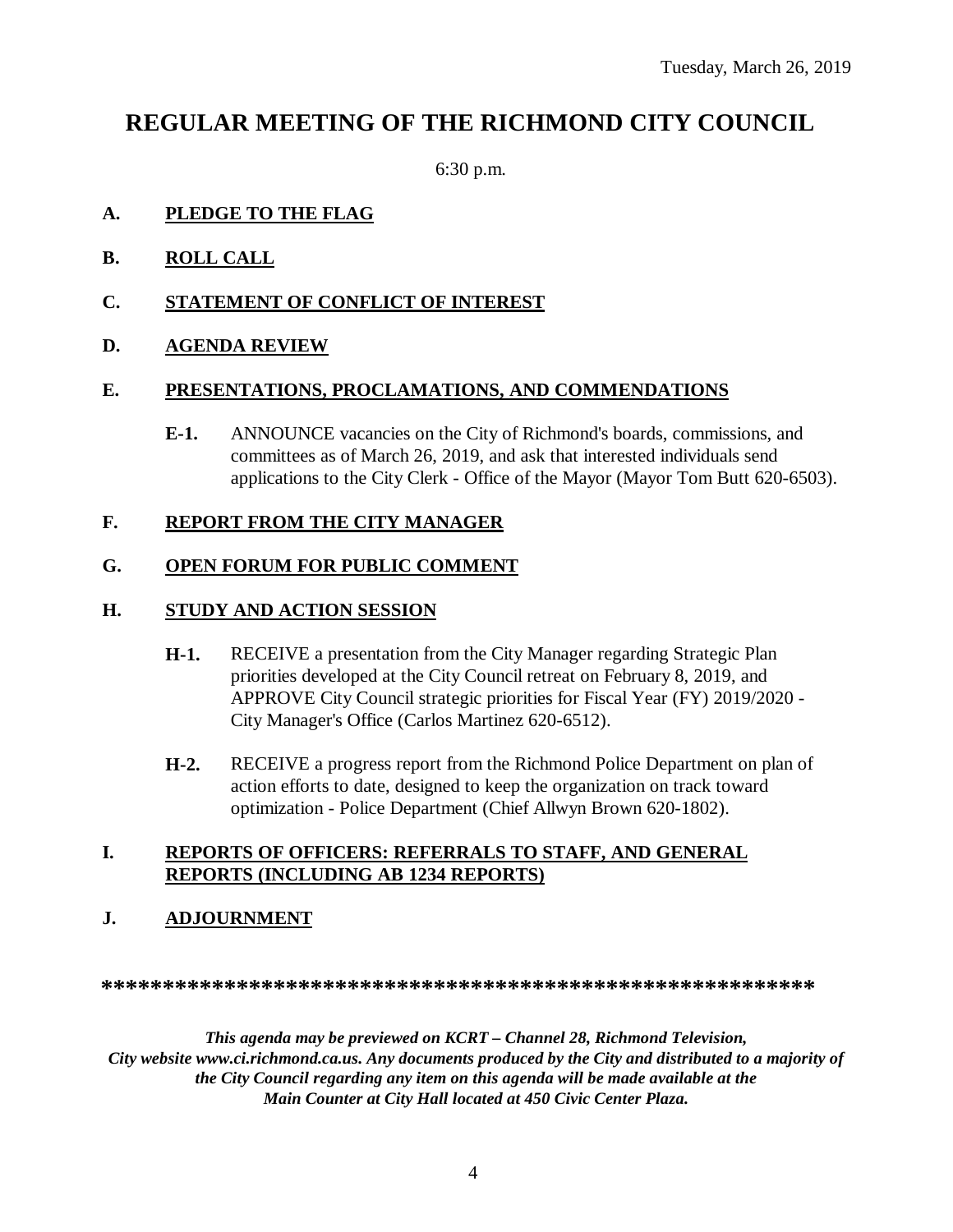Tuesday, March 26, 2019

# REGULAR MEETING OF THE RICHMOND CITY COUNCIL

6:30 p.m.

**A. PLEDGE TO THE FLAG**

**B. ROLL CALL**

**C. STATEMENT OF CONFLICT OF INTEREST**

**D. AGENDA REVIEW**

**E. PRESENTATIONS, PROCLAMATIONS, AND COMMENDATIONS**

**E-1.** ANNOUNCE vacancies on the City of Richmond's boards, commissions, and committees as of March 26, 2019, and ask that interested individuals send applications to the City Clerk - Office of the Mayor (Mayor Tom Butt 620-6503).

**F. REPORT FROM THE CITY MANAGER**

**G. OPEN FORUM FOR PUBLIC COMMENT**

**H. STUDY AND ACTION SESSION**

**H-1.** RECEIVE a presentation from the City Manager regarding Strategic Plan priorities developed at the City Council retreat on February 8, 2019, and APPROVE City Council strategic priorities for Fiscal Year (FY) 2019/2020 - City Manager's Office (Carlos Martinez 620-6512).

**H-2.** RECEIVE a progress report from the Richmond Police Department on plan of action efforts to date, designed to keep the organization on track toward optimization - Police Department (Chief Allwyn Brown 620-1802).

**I. REPORTS OF OFFICERS: REFERRALS TO STAFF, AND GENERAL REPORTS (INCLUDING AB 1234 REPORTS)**

**J. ADJOURNMENT**

**\*\*\*\*\*\*\*\*\*\*\*\*\*\*\*\*\*\*\*\*\*\*\*\*\*\*\*\*\*\*\*\*\*\*\*\*\*\*\*\*\*\*\*\*\*\*\*\*\*\*\*\*\*\*\*\*\*\*\*\*\***

***This agenda may be previewed on KCRT – Channel 28, Richmond Television, City website www.ci.richmond.ca.us. Any documents produced by the City and distributed to a majority of the City Council regarding any item on this agenda will be made available at the Main Counter at City Hall located at 450 Civic Center Plaza.***